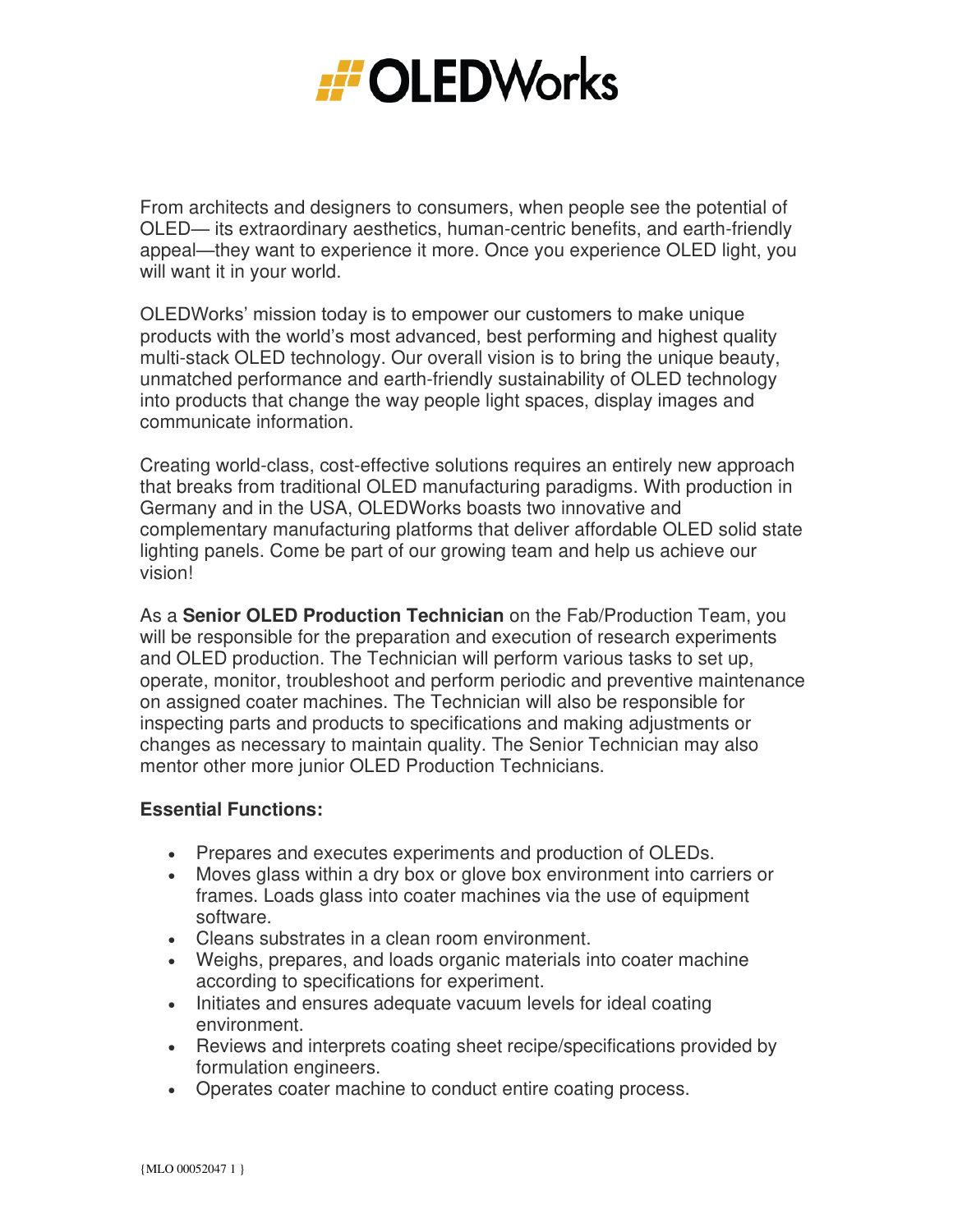# OLEDWorks

From architects and designers to consumers, when people see the potential of OLED— its extraordinary aesthetics, human-centric benefits, and earth-friendly appeal—they want to experience it more. Once you experience OLED light, you will want it in your world.

OLEDWorks' mission today is to empower our customers to make unique products with the world's most advanced, best performing and highest quality multi-stack OLED technology. Our overall vision is to bring the unique beauty, unmatched performance and earth-friendly sustainability of OLED technology into products that change the way people light spaces, display images and communicate information.

Creating world-class, cost-effective solutions requires an entirely new approach that breaks from traditional OLED manufacturing paradigms. With production in Germany and in the USA, OLEDWorks boasts two innovative and complementary manufacturing platforms that deliver affordable OLED solid state lighting panels. Come be part of our growing team and help us achieve our vision!

As a **Senior OLED Production Technician** on the Fab/Production Team, you will be responsible for the preparation and execution of research experiments and OLED production. The Technician will perform various tasks to set up, operate, monitor, troubleshoot and perform periodic and preventive maintenance on assigned coater machines. The Technician will also be responsible for inspecting parts and products to specifications and making adjustments or changes as necessary to maintain quality. The Senior Technician may also mentor other more junior OLED Production Technicians.

**Essential Functions:**

- Prepares and executes experiments and production of OLEDs.
- Moves glass within a dry box or glove box environment into carriers or frames. Loads glass into coater machines via the use of equipment software.
- Cleans substrates in a clean room environment.
- Weighs, prepares, and loads organic materials into coater machine according to specifications for experiment.
- Initiates and ensures adequate vacuum levels for ideal coating environment.
- Reviews and interprets coating sheet recipe/specifications provided by formulation engineers.
- Operates coater machine to conduct entire coating process.

{MLO 00052047 1 }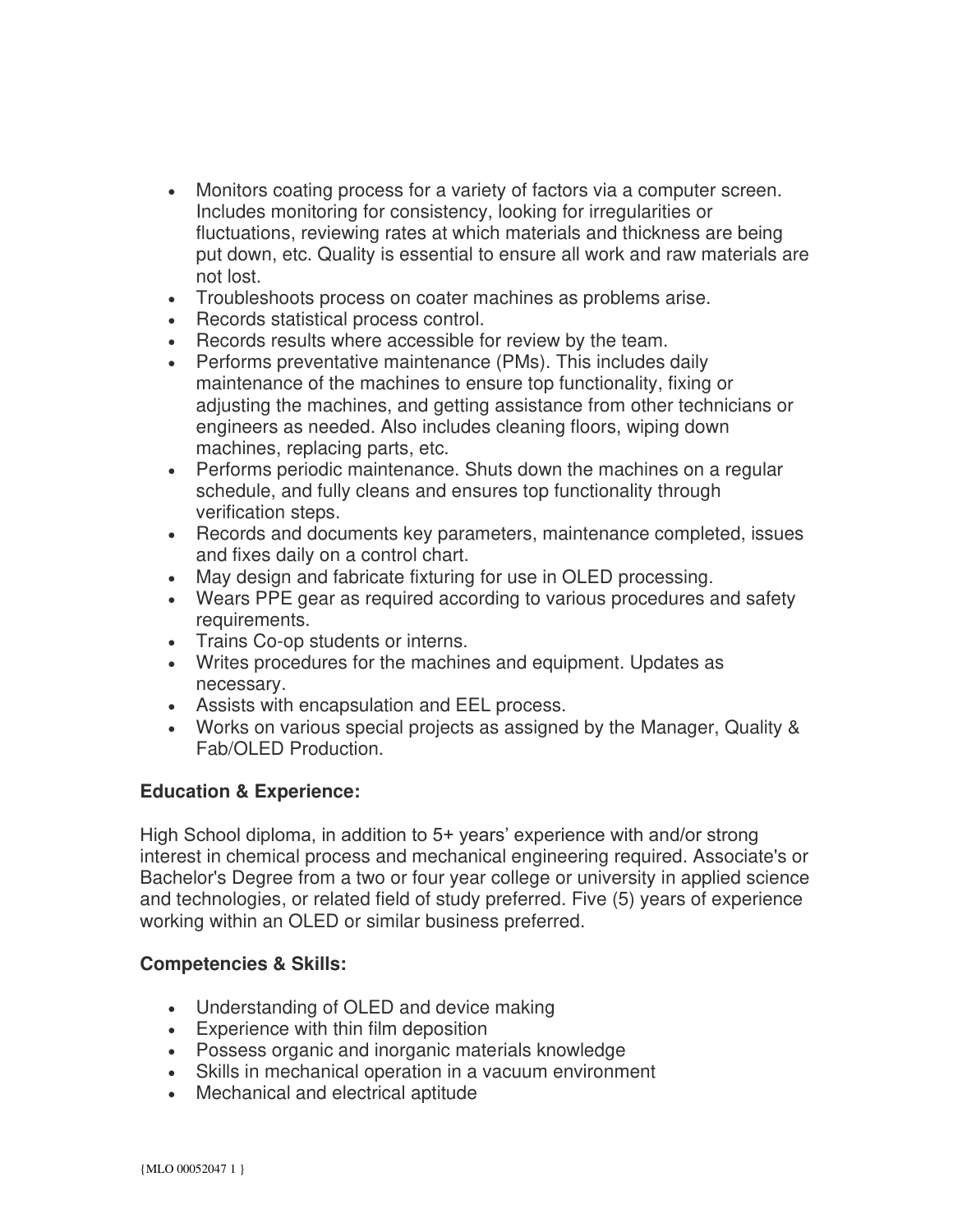- Monitors coating process for a variety of factors via a computer screen. Includes monitoring for consistency, looking for irregularities or fluctuations, reviewing rates at which materials and thickness are being put down, etc. Quality is essential to ensure all work and raw materials are not lost.
- Troubleshoots process on coater machines as problems arise.
- Records statistical process control.
- Records results where accessible for review by the team.
- Performs preventative maintenance (PMs). This includes daily maintenance of the machines to ensure top functionality, fixing or adjusting the machines, and getting assistance from other technicians or engineers as needed. Also includes cleaning floors, wiping down machines, replacing parts, etc.
- Performs periodic maintenance. Shuts down the machines on a regular schedule, and fully cleans and ensures top functionality through verification steps.
- Records and documents key parameters, maintenance completed, issues and fixes daily on a control chart.
- May design and fabricate fixturing for use in OLED processing.
- Wears PPE gear as required according to various procedures and safety requirements.
- Trains Co-op students or interns.
- Writes procedures for the machines and equipment. Updates as necessary.
- Assists with encapsulation and EEL process.
- Works on various special projects as assigned by the Manager, Quality & Fab/OLED Production.

**Education & Experience:**

High School diploma, in addition to 5+ years' experience with and/or strong interest in chemical process and mechanical engineering required. Associate's or Bachelor's Degree from a two or four year college or university in applied science and technologies, or related field of study preferred. Five (5) years of experience working within an OLED or similar business preferred.

**Competencies & Skills:**

- Understanding of OLED and device making
- Experience with thin film deposition
- Possess organic and inorganic materials knowledge
- Skills in mechanical operation in a vacuum environment
- Mechanical and electrical aptitude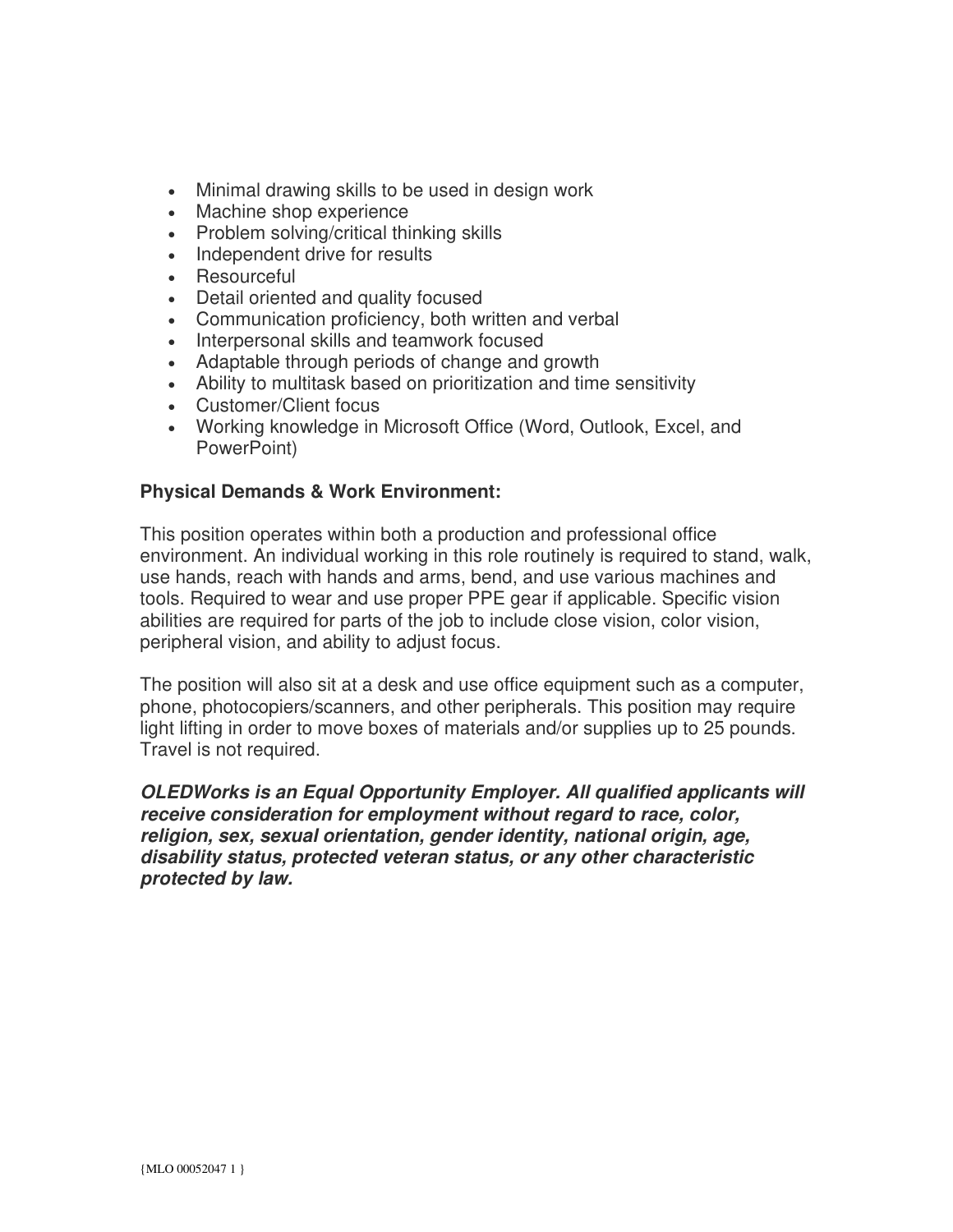- Minimal drawing skills to be used in design work
- Machine shop experience
- Problem solving/critical thinking skills
- Independent drive for results
- Resourceful
- Detail oriented and quality focused
- Communication proficiency, both written and verbal
- Interpersonal skills and teamwork focused
- Adaptable through periods of change and growth
- Ability to multitask based on prioritization and time sensitivity
- Customer/Client focus
- Working knowledge in Microsoft Office (Word, Outlook, Excel, and PowerPoint)

**Physical Demands & Work Environment:**

This position operates within both a production and professional office environment. An individual working in this role routinely is required to stand, walk, use hands, reach with hands and arms, bend, and use various machines and tools. Required to wear and use proper PPE gear if applicable. Specific vision abilities are required for parts of the job to include close vision, color vision, peripheral vision, and ability to adjust focus.

The position will also sit at a desk and use office equipment such as a computer, phone, photocopiers/scanners, and other peripherals. This position may require light lifting in order to move boxes of materials and/or supplies up to 25 pounds. Travel is not required.

***OLEDWorks is an Equal Opportunity Employer. All qualified applicants will receive consideration for employment without regard to race, color, religion, sex, sexual orientation, gender identity, national origin, age, disability status, protected veteran status, or any other characteristic protected by law.***

{MLO 00052047 1 }